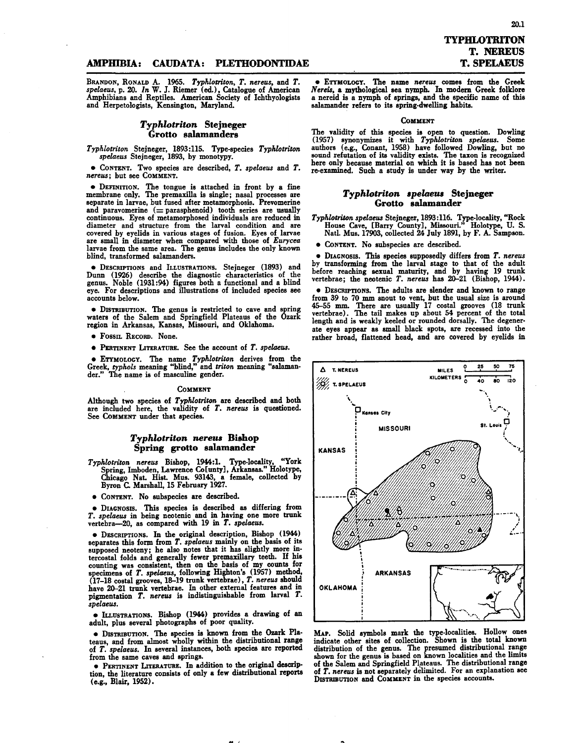# TYPHLOTRITON
# T. NEREUS
# T. SPELAEUS

## AMPHIBIA: CAUDATA: PLETHODONTIDAE

BRANDON, RONALD A. 1965. *Typhlotriton, T. nereus*, and *T. spelaeus*, p. 20. *In* W. J. Riemer (ed.), Catalogue of American Amphibians and Reptiles. American Society of Ichthyologists and Herpetologists, Kensington, Maryland.

### *Typhlotriton* Stejneger
### Grotto salamanders

*Typhlotriton* Stejneger, 1893:115. Type-species *Typhlotriton spelaeus* Stejneger, 1893, by monotypy.

- CONTENT. Two species are described, *T. spelaeus* and *T. nereus*; but see COMMENT.

- DEFINITION. The tongue is attached in front by a fine membrane only. The premaxilla is single; nasal processes are separate in larvae, but fused after metamorphosis. Prevomerine and paravomerine (= parasphenoid) tooth series are usually continuous. Eyes of metamorphosed individuals are reduced in diameter and structure from the larval condition and are covered by eyelids in various stages of fusion. Eyes of larvae are small in diameter when compared with those of *Eurycea* larvae from the same area. The genus includes the only known blind, transformed salamanders.

- DESCRIPTIONS and ILLUSTRATIONS. Stejneger (1893) and Dunn (1926) describe the diagnostic characteristics of the genus. Noble (1931:94) figures both a functional and a blind eye. For descriptions and illustrations of included species see accounts below.

- DISTRIBUTION. The genus is restricted to cave and spring waters of the Salem and Springfield Plateaus of the Ozark region in Arkansas, Kansas, Missouri, and Oklahoma.

- FOSSIL RECORD. None.

- PERTINENT LITERATURE. See the account of *T. spelaeus*.

- ETYMOLOGY. The name *Typhlotriton* derives from the Greek, *typhols* meaning "blind," and *triton* meaning "salamander." The name is of masculine gender.

#### COMMENT

Although two species of *Typhlotriton* are described and both are included here, the validity of *T. nereus* is questioned. See COMMENT under that species.

### *Typhlotriton nereus* Bishop
### Spring grotto salamander

*Typhlotriton nereus* Bishop, 1944:1. Type-locality, "York Spring, Imboden, Lawrence Co[unty], Arkansas." Holotype, Chicago Nat. Hist. Mus. 93143, a female, collected by Byron C. Marshall, 15 February 1927.

- CONTENT. No subspecies are described.

- DIAGNOSIS. This species is described as differing from *T. spelaeus* in being neotenic and in having one more trunk vertebra—20, as compared with 19 in *T. spelaeus*.

- DESCRIPTIONS. In the original description, Bishop (1944) separates this form from *T. spelaeus* mainly on the basis of its supposed neoteny; he also notes that it has slightly more intercostal folds and generally fewer premaxillary teeth. If his counting was consistent, then on the basis of my counts for specimens of *T. spelaeus*, following Highton's (1957) method, (17–18 costal grooves, 18–19 trunk vertebrae), *T. nereus* should have 20–21 trunk vertebrae. In other external features and in pigmentation *T. nereus* is indistinguishable from larval *T. spelaeus*.

- ILLUSTRATIONS. Bishop (1944) provides a drawing of an adult, plus several photographs of poor quality.

- DISTRIBUTION. The species is known from the Ozark Plateaus, and from almost wholly within the distributional range of *T. spelaeus*. In several instances, both species are reported from the same caves and springs.

- PERTINENT LITERATURE. In addition to the original description, the literature consists of only a few distributional reports (e.g., Blair, 1952).

- ETYMOLOGY. The name *nereus* comes from the Greek *Nereis*, a mythological sea nymph. In modern Greek folklore a nereid is a nymph of springs, and the specific name of this salamander refers to its spring-dwelling habits.

#### COMMENT

The validity of this species is open to question. Dowling (1957) synonymizes it with *Typhlotriton spelaeus*. Some authors (e.g., Conant, 1958) have followed Dowling, but no sound refutation of its validity exists. The taxon is recognized here only because material on which it is based has not been re-examined. Such a study is under way by the writer.

### *Typhlotriton spelaeus* Stejneger
### Grotto salamander

*Typhlotriton spelaeus* Stejneger, 1893:116. Type-locality, "Rock House Cave, [Barry County], Missouri." Holotype, U. S. Natl. Mus. 17903, collected 24 July 1891, by F. A. Sampson.

- CONTENT. No subspecies are described.

- DIAGNOSIS. This species supposedly differs from *T. nereus* by transforming from the larval stage to that of the adult before reaching sexual maturity, and by having 19 trunk vertebrae; the neotenic *T. nereus* has 20–21 (Bishop, 1944).

- DESCRIPTIONS. The adults are slender and known to range from 39 to 70 mm snout to vent, but the usual size is around 45–55 mm. There are usually 17 costal grooves (18 trunk vertebrae). The tail makes up about 54 percent of the total length and is weakly keeled or rounded dorsally. The degenerate eyes appear as small black spots, are recessed into the rather broad, flattened head, and are covered by eyelids in

MAP. Solid symbols mark the type-localities. Hollow ones indicate other sites of collection. Shown is the total known distribution of the genus. The presumed distributional range shown for the genus is based on known localities and the limits of the Salem and Springfield Plateaus. The distributional range of *T. nereus* is not separately delimited. For an explanation see DISTRIBUTION and COMMENT in the species accounts.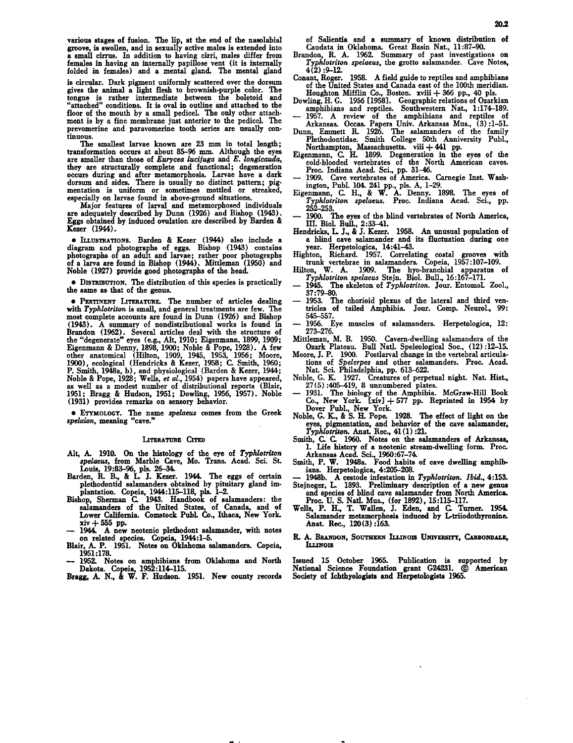various stages of fusion. The lip, at the end of the nasolabial groove, is swollen, and in sexually active males is extended into a small cirrus. In addition to having cirri, males differ from females in having an internally papillose vent (it is internally folded in females) and a mental gland. The mental gland is circular. Dark pigment uniformly scattered over the dorsum gives the animal a light flesh to brownish-purple color. The tongue is rather intermediate between the boletoid and "attached" conditions. It is oval in outline and attached to the floor of the mouth by a small pedicel. The only other attachment is by a fine membrane just anterior to the pedicel. The prevomerine and paravomerine tooth series are usually continuous.

The smallest larvae known are 23 mm in total length; transformation occurs at about 85–96 mm. Although the eyes are smaller than those of *Eurycea lucifuga* and *E. longicauda*, they are structurally complete and functional; degeneration occurs during and after metamorphosis. Larvae have a dark dorsum and sides. There is usually no distinct pattern; pigmentation is uniform or sometimes mottled or streaked, especially on larvae found in above-ground situations.

Major features of larval and metamorphosed individuals are adequately described by Dunn (1926) and Bishop (1943). Eggs obtained by induced ovulation are described by Barden & Kezer (1944).

• Illustrations. Barden & Kezer (1944) also include a diagram and photographs of eggs. Bishop (1943) contains photographs of an adult and larvae; rather poor photographs of a larva are found in Bishop (1944). Mittleman (1950) and Noble (1927) provide good photographs of the head.

• Distribution. The distribution of this species is practically the same as that of the genus.

• Pertinent Literature. The number of articles dealing with *Typhlotriton* is small, and general treatments are few. The most complete accounts are found in Dunn (1926) and Bishop (1943). A summary of nondistributional works is found in Brandon (1962). Several articles deal with the structure of the "degenerate" eyes (e.g., Alt, 1910; Eigenmann, 1899, 1909; Eigenmann & Denny, 1898, 1900; Noble & Pope, 1928). A few other anatomical (Hilton, 1909, 1945, 1953, 1956; Moore, 1900), ecological (Hendricks & Kezer, 1958; C. Smith, 1960; P. Smith, 1948a, b), and physiological (Barden & Kezer, 1944; Noble & Pope, 1928; Wells, *et al.*, 1954) papers have appeared, as well as a modest number of distributional reports (Blair, 1951; Bragg & Hudson, 1951; Dowling, 1956, 1957). Noble (1931) provides remarks on sensory behavior.

• Etymology. The name *spelaeus* comes from the Greek *spelaion*, meaning "cave."

## Literature Cited

Alt, A. 1910. On the histology of the eye of *Typhlotriton spelaeus*, from Marble Cave, Mo. Trans. Acad. Sci. St. Louis, 19:83–96, pls. 26–34.

Barden, R. B., & L. J. Kezer. 1944. The eggs of certain plethodontid salamanders obtained by pituitary gland implantation. Copeia, 1944:115–118, pls. 1–2.

Bishop, Sherman C. 1943. Handbook of salamanders: the salamanders of the United States, of Canada, and of Lower California. Comstock Publ. Co., Ithaca, New York. xiv + 555 pp.

— 1944. A new neotenic plethodont salamander, with notes on related species. Copeia, 1944:1–5.

Blair, A. P. 1951. Notes on Oklahoma salamanders. Copeia, 1951:178.

— 1952. Notes on amphibians from Oklahoma and North Dakota. Copeia, 1952:114–115.

Bragg, A. N., & W. F. Hudson. 1951. New county records of Salientia and a summary of known distribution of Caudata in Oklahoma. Great Basin Nat., 11:87–90.

Brandon, R. A. 1962. Summary of past investigations on *Typhlotriton spelaeus*, the grotto salamander. Cave Notes, 4(2):9–12.

Conant, Roger. 1958. A field guide to reptiles and amphibians of the United States and Canada east of the 100th meridian. Houghton Mifflin Co., Boston. xviii + 366 pp., 40 pls.

Dowling, H. G. 1956 [1958]. Geographic relations of Ozarkian amphibians and reptiles. Southwestern Nat., 1:174–189.

— 1957. A review of the amphibians and reptiles of Arkansas. Occas. Papers Univ. Arkansas Mus., (3):1–51.

Dunn, Emmett R. 1926. The salamanders of the family Plethodontidae. Smith College 50th Anniversity Publ., Northampton, Massachusetts. viii + 441 pp.

Eigenmann, C. H. 1899. Degeneration in the eyes of the cold-blooded vertebrates of the North American caves. Proc. Indiana Acad. Sci., pp. 31–46.

— 1909. Cave vertebrates of America. Carnegie Inst. Washington, Publ. 104. 241 pp., pls. A, 1–29.

Eigenmann, C. H., & W. A. Denny. 1898. The eyes of *Typhlotriton spelaeus*. Proc. Indiana Acad. Sci., pp. 252–253.

— 1900. The eyes of the blind vertebrates of North America, III. Biol. Bull., 2:33–41.

Hendricks, L. J., & J. Kezer. 1958. An unusual population of a blind cave salamander and its fluctuation during one year. Herpetologica, 14:41–43.

Highton, Richard. 1957. Correlating costal grooves with trunk vertebrae in salamanders. Copeia, 1957:107–109.

Hilton, W. A. 1909. The hyo-branchial apparatus of *Typhlotriton spelaeus* Stejn. Biol. Bull., 16:167–171.

— 1945. The skeleton of *Typhlotriton*. Jour. Entomol. Zool., 37:79–80.

— 1953. The chorioid plexus of the lateral and third ventricles of tailed Amphibia. Jour. Comp. Neurol., 99: 545–557.

— 1956. Eye muscles of salamanders. Herpetologica, 12: 273–276.

Mittleman, M. B. 1950. Cavern-dwelling salamanders of the Ozark Plateau. Bull Natl. Speleological Soc., (12):12–15.

Moore, J. P. 1900. Postlarval change in the vertebral articulations of *Spelerpes* and other salamanders. Proc. Acad. Nat. Sci. Philadelphia, pp. 613–622.

Noble, G. K. 1927. Creatures of perpetual night. Nat. Hist., 27(5):405–419, 8 unnumbered plates.

— 1931. The biology of the Amphibia. McGraw-Hill Book Co., New York. [xiv] + 577 pp. Reprinted in 1954 by Dover Publ., New York.

Noble, G. K., & S. H. Pope. 1928. The effect of light on the eyes, pigmentation, and behavior of the cave salamander, *Typhlotriton*. Anat. Rec., 41(1):21.

Smith, C. C. 1960. Notes on the salamanders of Arkansas, 1. Life history of a neotenic stream-dwelling form. Proc. Arkansas Acad. Sci., 1960:67–74.

Smith, P. W. 1948a. Food habits of cave dwelling amphibians. Herpetologica, 4:205–208.

— 1948b. A cestode infestation in *Typhlotriton*. *Ibid.*, 4:153.

Stejneger, L. 1893. Preliminary description of a new genus and species of blind cave salamander from North America. Proc. U. S. Natl. Mus., (for 1892), 15:115–117.

Wells, P. H., T. Wallen, J. Eden, and C. Turner. 1954. Salamander metamorphosis induced by L-triiodothyronine. Anat. Rec., 120(3):163.

R. A. Brandon, Southern Illinois University, Carbondale, Illinois

Issued 15 October 1965. Publication is supported by National Science Foundation grant G24231. © American Society of Ichthyologists and Herpetologists 1965.